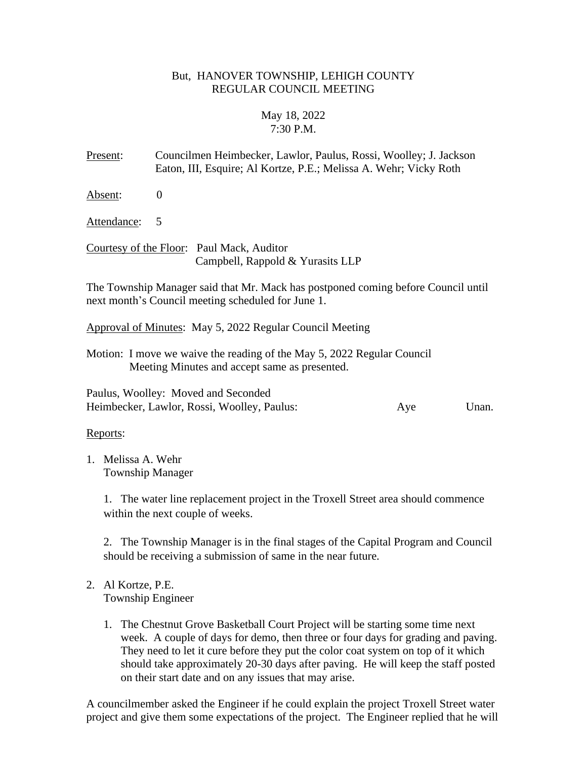But, HANOVER TOWNSHIP, LEHIGH COUNTY
REGULAR COUNCIL MEETING

May 18, 2022
7:30 P.M.

Present: Councilmen Heimbecker, Lawlor, Paulus, Rossi, Woolley; J. Jackson Eaton, III, Esquire; Al Kortze, P.E.; Melissa A. Wehr; Vicky Roth

Absent: 0

Attendance: 5

Courtesy of the Floor: Paul Mack, Auditor
Campbell, Rappold & Yurasits LLP

The Township Manager said that Mr. Mack has postponed coming before Council until next month's Council meeting scheduled for June 1.

Approval of Minutes: May 5, 2022 Regular Council Meeting

Motion: I move we waive the reading of the May 5, 2022 Regular Council Meeting Minutes and accept same as presented.

Paulus, Woolley: Moved and Seconded
Heimbecker, Lawlor, Rossi, Woolley, Paulus: Aye Unan.

Reports:

1. Melissa A. Wehr
   Township Manager

   1. The water line replacement project in the Troxell Street area should commence within the next couple of weeks.

   2. The Township Manager is in the final stages of the Capital Program and Council should be receiving a submission of same in the near future.

2. Al Kortze, P.E.
   Township Engineer

   1. The Chestnut Grove Basketball Court Project will be starting some time next week. A couple of days for demo, then three or four days for grading and paving. They need to let it cure before they put the color coat system on top of it which should take approximately 20-30 days after paving. He will keep the staff posted on their start date and on any issues that may arise.

A councilmember asked the Engineer if he could explain the project Troxell Street water project and give them some expectations of the project. The Engineer replied that he will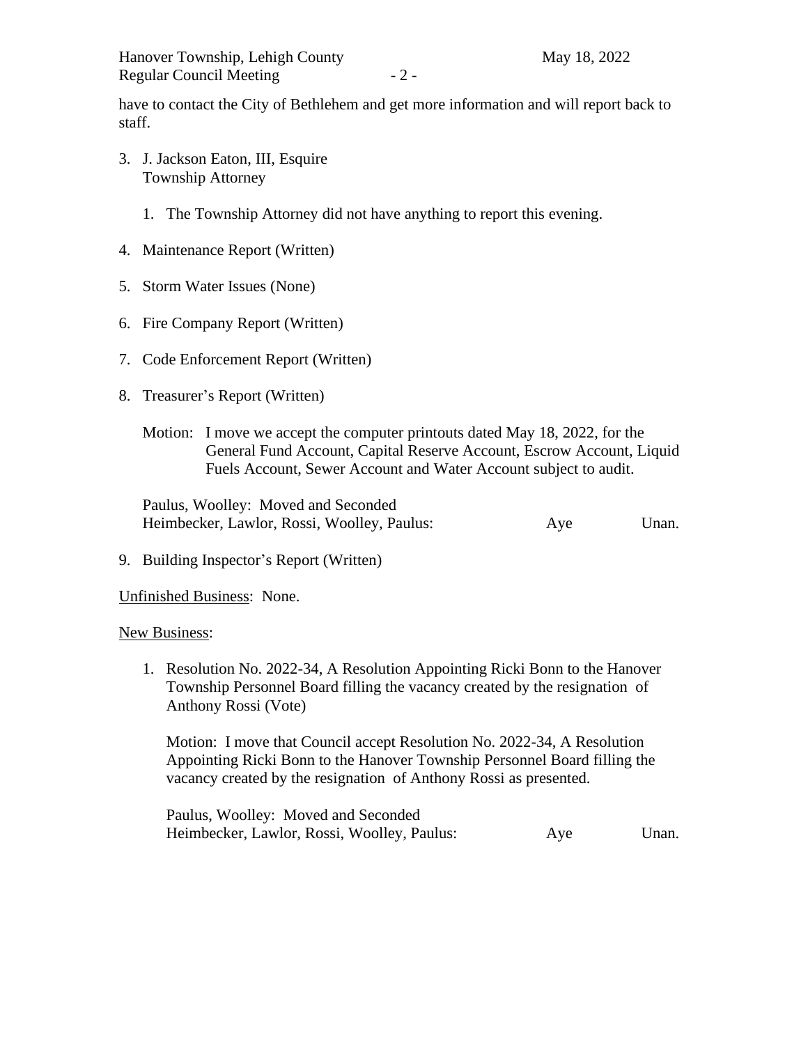have to contact the City of Bethlehem and get more information and will report back to staff.

3. J. Jackson Eaton, III, Esquire
   Township Attorney

   1. The Township Attorney did not have anything to report this evening.

4. Maintenance Report (Written)

5. Storm Water Issues (None)

6. Fire Company Report (Written)

7. Code Enforcement Report (Written)

8. Treasurer's Report (Written)

   Motion: I move we accept the computer printouts dated May 18, 2022, for the General Fund Account, Capital Reserve Account, Escrow Account, Liquid Fuels Account, Sewer Account and Water Account subject to audit.

   Paulus, Woolley: Moved and Seconded
   Heimbecker, Lawlor, Rossi, Woolley, Paulus: Aye Unan.

9. Building Inspector's Report (Written)

Unfinished Business: None.

New Business:

1. Resolution No. 2022-34, A Resolution Appointing Ricki Bonn to the Hanover Township Personnel Board filling the vacancy created by the resignation of Anthony Rossi (Vote)

   Motion: I move that Council accept Resolution No. 2022-34, A Resolution Appointing Ricki Bonn to the Hanover Township Personnel Board filling the vacancy created by the resignation of Anthony Rossi as presented.

   Paulus, Woolley: Moved and Seconded
   Heimbecker, Lawlor, Rossi, Woolley, Paulus: Aye Unan.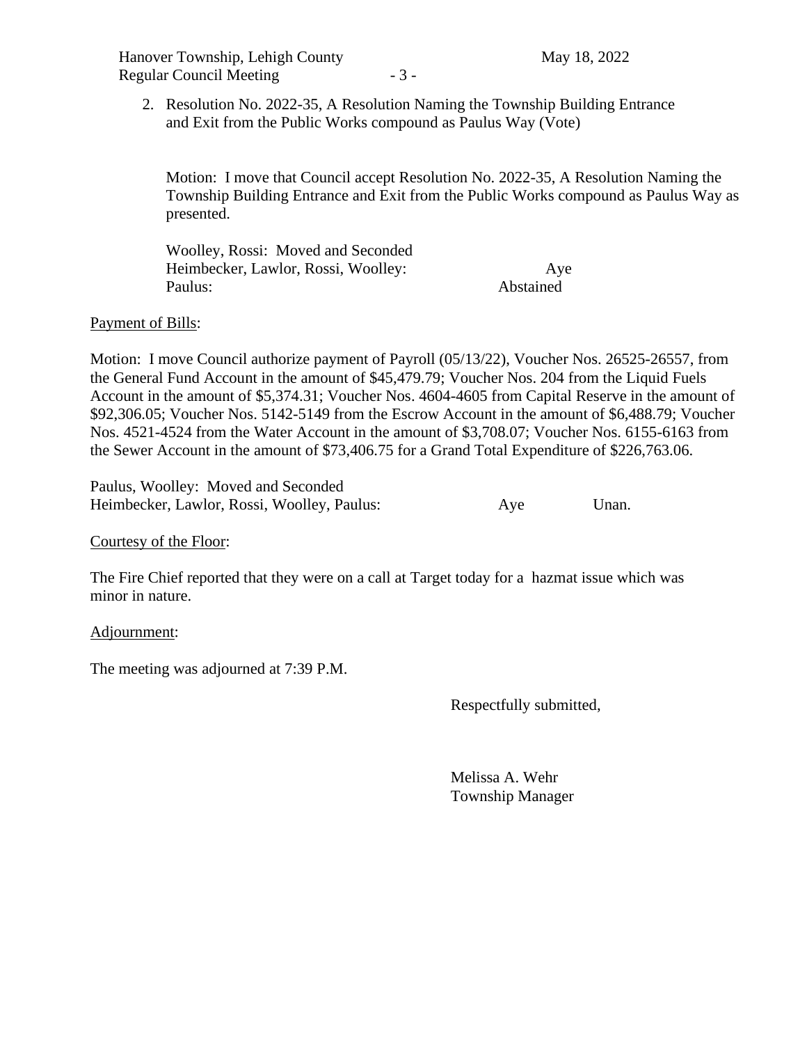2. Resolution No. 2022-35, A Resolution Naming the Township Building Entrance and Exit from the Public Works compound as Paulus Way (Vote)

   Motion: I move that Council accept Resolution No. 2022-35, A Resolution Naming the Township Building Entrance and Exit from the Public Works compound as Paulus Way as presented.

   Woolley, Rossi: Moved and Seconded
   Heimbecker, Lawlor, Rossi, Woolley: Aye
   Paulus: Abstained

<u>Payment of Bills</u>:

Motion: I move Council authorize payment of Payroll (05/13/22), Voucher Nos. 26525-26557, from the General Fund Account in the amount of $45,479.79; Voucher Nos. 204 from the Liquid Fuels Account in the amount of $5,374.31; Voucher Nos. 4604-4605 from Capital Reserve in the amount of $92,306.05; Voucher Nos. 5142-5149 from the Escrow Account in the amount of $6,488.79; Voucher Nos. 4521-4524 from the Water Account in the amount of $3,708.07; Voucher Nos. 6155-6163 from the Sewer Account in the amount of $73,406.75 for a Grand Total Expenditure of $226,763.06.

Paulus, Woolley: Moved and Seconded
Heimbecker, Lawlor, Rossi, Woolley, Paulus: Aye Unan.

<u>Courtesy of the Floor</u>:

The Fire Chief reported that they were on a call at Target today for a hazmat issue which was minor in nature.

<u>Adjournment</u>:

The meeting was adjourned at 7:39 P.M.

Respectfully submitted,

Melissa A. Wehr
Township Manager